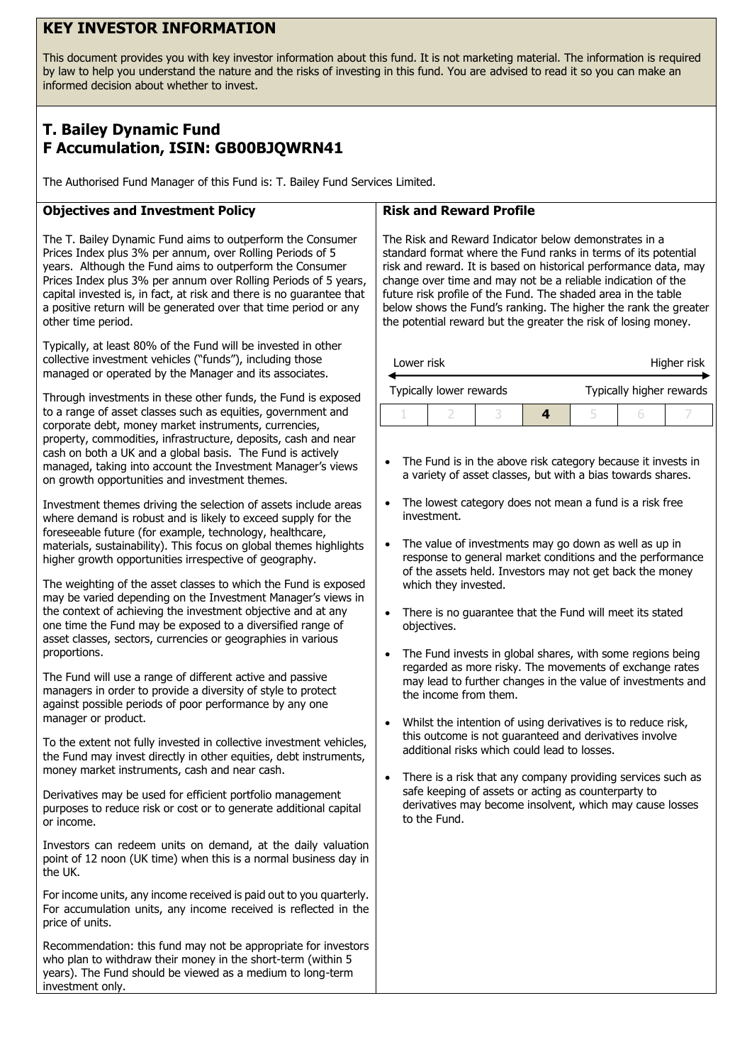# KEY INVESTOR INFORMATION

This document provides you with key investor information about this fund. It is not marketing material. The information is required by law to help you understand the nature and the risks of investing in this fund. You are advised to read it so you can make an informed decision about whether to invest.

## T. Bailey Dynamic Fund
## F Accumulation, ISIN: GB00BJQWRN41

The Authorised Fund Manager of this Fund is: T. Bailey Fund Services Limited.

### Objectives and Investment Policy

The T. Bailey Dynamic Fund aims to outperform the Consumer Prices Index plus 3% per annum, over Rolling Periods of 5 years. Although the Fund aims to outperform the Consumer Prices Index plus 3% per annum over Rolling Periods of 5 years, capital invested is, in fact, at risk and there is no guarantee that a positive return will be generated over that time period or any other time period.

Typically, at least 80% of the Fund will be invested in other collective investment vehicles ("funds"), including those managed or operated by the Manager and its associates.

Through investments in these other funds, the Fund is exposed to a range of asset classes such as equities, government and corporate debt, money market instruments, currencies, property, commodities, infrastructure, deposits, cash and near cash on both a UK and a global basis. The Fund is actively managed, taking into account the Investment Manager's views on growth opportunities and investment themes.

Investment themes driving the selection of assets include areas where demand is robust and is likely to exceed supply for the foreseeable future (for example, technology, healthcare, materials, sustainability). This focus on global themes highlights higher growth opportunities irrespective of geography.

The weighting of the asset classes to which the Fund is exposed may be varied depending on the Investment Manager's views in the context of achieving the investment objective and at any one time the Fund may be exposed to a diversified range of asset classes, sectors, currencies or geographies in various proportions.

The Fund will use a range of different active and passive managers in order to provide a diversity of style to protect against possible periods of poor performance by any one manager or product.

To the extent not fully invested in collective investment vehicles, the Fund may invest directly in other equities, debt instruments, money market instruments, cash and near cash.

Derivatives may be used for efficient portfolio management purposes to reduce risk or cost or to generate additional capital or income.

Investors can redeem units on demand, at the daily valuation point of 12 noon (UK time) when this is a normal business day in the UK.

For income units, any income received is paid out to you quarterly. For accumulation units, any income received is reflected in the price of units.

Recommendation: this fund may not be appropriate for investors who plan to withdraw their money in the short-term (within 5 years). The Fund should be viewed as a medium to long-term investment only.

### Risk and Reward Profile

The Risk and Reward Indicator below demonstrates in a standard format where the Fund ranks in terms of its potential risk and reward. It is based on historical performance data, may change over time and may not be a reliable indication of the future risk profile of the Fund. The shaded area in the table below shows the Fund's ranking. The higher the rank the greater the potential reward but the greater the risk of losing money.

Lower risk — Higher risk

Typically lower rewards — Typically higher rewards

| 1 | 2 | 3 | **4** | 5 | 6 | 7 |
|---|---|---|---|---|---|---|

- The Fund is in the above risk category because it invests in a variety of asset classes, but with a bias towards shares.
- The lowest category does not mean a fund is a risk free investment.
- The value of investments may go down as well as up in response to general market conditions and the performance of the assets held. Investors may not get back the money which they invested.
- There is no guarantee that the Fund will meet its stated objectives.
- The Fund invests in global shares, with some regions being regarded as more risky. The movements of exchange rates may lead to further changes in the value of investments and the income from them.
- Whilst the intention of using derivatives is to reduce risk, this outcome is not guaranteed and derivatives involve additional risks which could lead to losses.
- There is a risk that any company providing services such as safe keeping of assets or acting as counterparty to derivatives may become insolvent, which may cause losses to the Fund.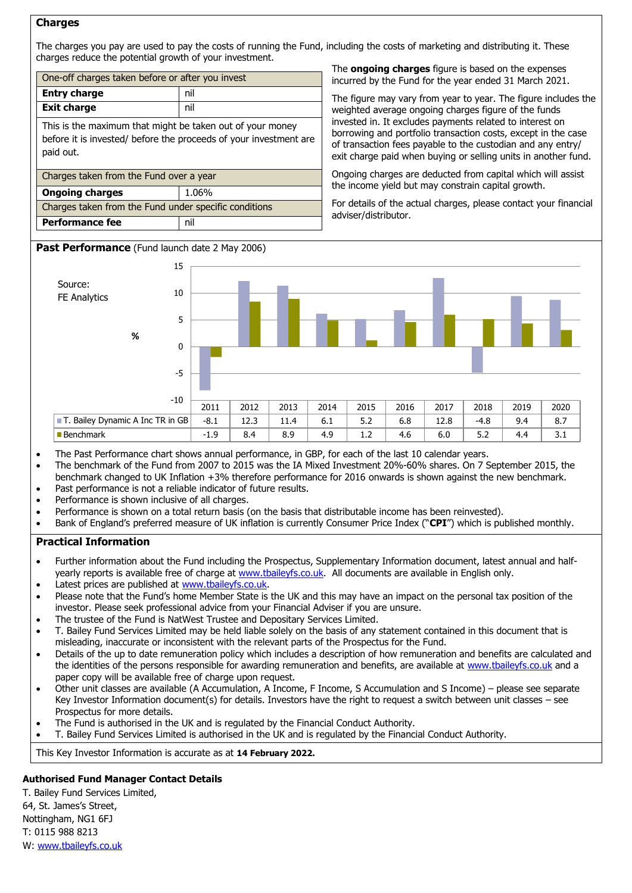## Charges

The charges you pay are used to pay the costs of running the Fund, including the costs of marketing and distributing it. These charges reduce the potential growth of your investment.

| One-off charges taken before or after you invest | |
|---|---|
| **Entry charge** | nil |
| **Exit charge** | nil |
| This is the maximum that might be taken out of your money before it is invested/ before the proceeds of your investment are paid out. | |
| Charges taken from the Fund over a year | |
| **Ongoing charges** | 1.06% |
| Charges taken from the Fund under specific conditions | |
| **Performance fee** | nil |

The **ongoing charges** figure is based on the expenses incurred by the Fund for the year ended 31 March 2021.

The figure may vary from year to year. The figure includes the weighted average ongoing charges figure of the funds invested in. It excludes payments related to interest on borrowing and portfolio transaction costs, except in the case of transaction fees payable to the custodian and any entry/ exit charge paid when buying or selling units in another fund.

Ongoing charges are deducted from capital which will assist the income yield but may constrain capital growth.

For details of the actual charges, please contact your financial adviser/distributor.

## Past Performance (Fund launch date 2 May 2006)

Source:
FE Analytics

%

15
10
5
0
-5
-10

2011 2012 2013 2014 2015 2016 2017 2018 2019 2020

T. Bailey Dynamic A Inc TR in GB: -8.1 12.3 11.4 6.1 5.2 6.8 12.8 -4.8 9.4 8.7

Benchmark: -1.9 8.4 8.9 4.9 1.2 4.6 6.0 5.2 4.4 3.1

- The Past Performance chart shows annual performance, in GBP, for each of the last 10 calendar years.
- The benchmark of the Fund from 2007 to 2015 was the IA Mixed Investment 20%-60% shares. On 7 September 2015, the benchmark changed to UK Inflation +3% therefore performance for 2016 onwards is shown against the new benchmark.
- Past performance is not a reliable indicator of future results.
- Performance is shown inclusive of all charges.
- Performance is shown on a total return basis (on the basis that distributable income has been reinvested).
- Bank of England's preferred measure of UK inflation is currently Consumer Price Index ("**CPI**") which is published monthly.

## Practical Information

- Further information about the Fund including the Prospectus, Supplementary Information document, latest annual and half-yearly reports is available free of charge at www.tbaileyfs.co.uk. All documents are available in English only.
- Latest prices are published at www.tbaileyfs.co.uk.
- Please note that the Fund's home Member State is the UK and this may have an impact on the personal tax position of the investor. Please seek professional advice from your Financial Adviser if you are unsure.
- The trustee of the Fund is NatWest Trustee and Depositary Services Limited.
- T. Bailey Fund Services Limited may be held liable solely on the basis of any statement contained in this document that is misleading, inaccurate or inconsistent with the relevant parts of the Prospectus for the Fund.
- Details of the up to date remuneration policy which includes a description of how remuneration and benefits are calculated and the identities of the persons responsible for awarding remuneration and benefits, are available at www.tbaileyfs.co.uk and a paper copy will be available free of charge upon request.
- Other unit classes are available (A Accumulation, A Income, F Income, S Accumulation and S Income) – please see separate Key Investor Information document(s) for details. Investors have the right to request a switch between unit classes – see Prospectus for more details.
- The Fund is authorised in the UK and is regulated by the Financial Conduct Authority.
- T. Bailey Fund Services Limited is authorised in the UK and is regulated by the Financial Conduct Authority.

This Key Investor Information is accurate as at **14 February 2022.**

**Authorised Fund Manager Contact Details**

T. Bailey Fund Services Limited,
64, St. James's Street,
Nottingham, NG1 6FJ
T: 0115 988 8213
W: www.tbaileyfs.co.uk